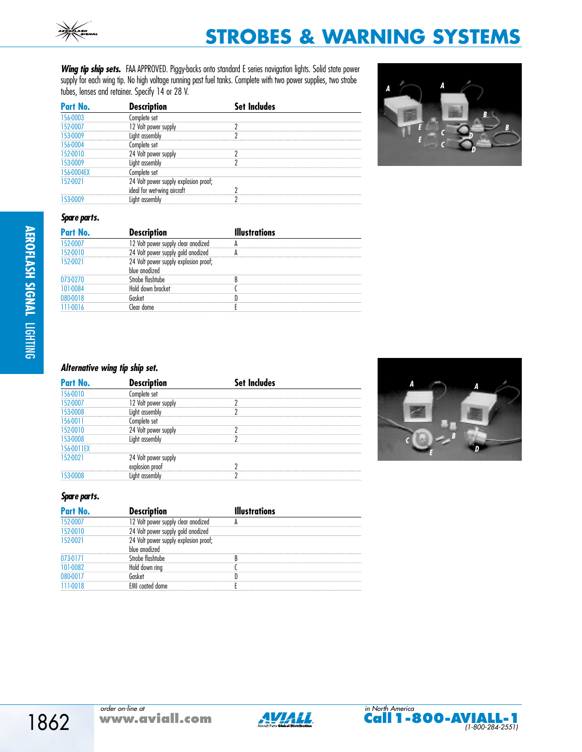# STROBES & WARNING SYSTEMS

***Wing tip ship sets.*** FAA APPROVED. Piggy-backs onto standard E series navigation lights. Solid state power supply for each wing tip. No high voltage running past fuel tanks. Complete with two power supplies, two strobe tubes, lenses and retainer. Specify 14 or 28 V.

| Part No. | Description | Set Includes |
|---|---|---|
| 156-0003 | Complete set | |
| 152-0007 | 12 Volt power supply | 2 |
| 153-0009 | Light assembly | 2 |
| 156-0004 | Complete set | |
| 152-0010 | 24 Volt power supply | 2 |
| 153-0009 | Light assembly | 2 |
| 156-0004EX | Complete set | |
| 152-0021 | 24 Volt power supply explosion proof; ideal for wet-wing aircraft | 2 |
| 153-0009 | Light assembly | 2 |

***Spare parts.***

| Part No. | Description | Illustrations |
|---|---|---|
| 152-0007 | 12 Volt power supply clear anodized | A |
| 152-0010 | 24 Volt power supply gold anodized | A |
| 152-0021 | 24 Volt power supply explosion proof; blue anodized | |
| 073-0270 | Strobe flashtube | B |
| 101-0084 | Hold down bracket | C |
| 080-0018 | Gasket | D |
| 111-0016 | Clear dome | E |

***Alternative wing tip ship set.***

| Part No. | Description | Set Includes |
|---|---|---|
| 156-0010 | Complete set | |
| 152-0007 | 12 Volt power supply | 2 |
| 153-0008 | Light assembly | 2 |
| 156-0011 | Complete set | |
| 152-0010 | 24 Volt power supply | 2 |
| 153-0008 | Light assembly | 2 |
| 156-0011EX | | |
| 152-0021 | 24 Volt power supply explosion proof | 2 |
| 153-0008 | Light assembly | 2 |

***Spare parts.***

| Part No. | Description | Illustrations |
|---|---|---|
| 152-0007 | 12 Volt power supply clear anodized | A |
| 152-0010 | 24 Volt power supply gold anodized | |
| 152-0021 | 24 Volt power supply explosion proof; blue anodized | |
| 073-0171 | Strobe flashtube | B |
| 101-0082 | Hold down ring | C |
| 080-0017 | Gasket | D |
| 111-0018 | EMI coated dome | E |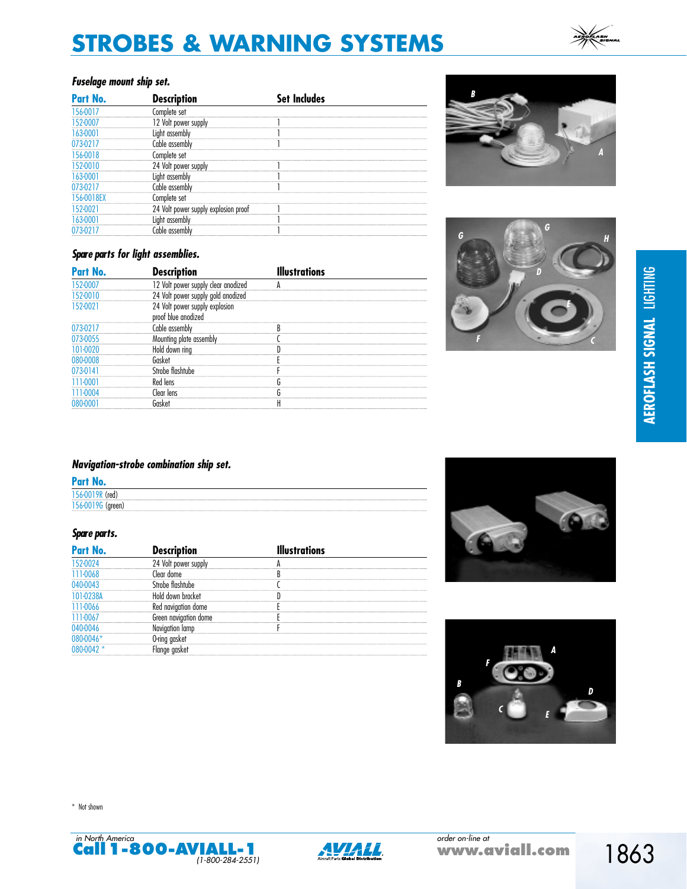# STROBES & WARNING SYSTEMS

### *Fuselage mount ship set.*

| Part No. | Description | Set Includes |
|---|---|---|
| 156-0017 | Complete set | |
| 152-0007 | 12 Volt power supply | 1 |
| 163-0001 | Light assembly | 1 |
| 073-0217 | Cable assembly | 1 |
| 156-0018 | Complete set | |
| 152-0010 | 24 Volt power supply | 1 |
| 163-0001 | Light assembly | 1 |
| 073-0217 | Cable assembly | 1 |
| 156-0018EX | Complete set | |
| 152-0021 | 24 Volt power supply explosion proof | 1 |
| 163-0001 | Light assembly | 1 |
| 073-0217 | Cable assembly | 1 |

### *Spare parts for light assemblies.*

| Part No. | Description | Illustrations |
|---|---|---|
| 152-0007 | 12 Volt power supply clear anodized | A |
| 152-0010 | 24 Volt power supply gold anodized | |
| 152-0021 | 24 Volt power supply explosion proof blue anodized | |
| 073-0217 | Cable assembly | B |
| 073-0055 | Mounting plate assembly | C |
| 101-0020 | Hold down ring | D |
| 080-0008 | Gasket | E |
| 073-0141 | Strobe flashtube | F |
| 111-0001 | Red lens | G |
| 111-0004 | Clear lens | G |
| 080-0001 | Gasket | H |

### *Navigation-strobe combination ship set.*

| Part No. |
|---|
| 156-0019R (red) |
| 156-0019G (green) |

### *Spare parts.*

| Part No. | Description | Illustrations |
|---|---|---|
| 152-0024 | 24 Volt power supply | A |
| 111-0068 | Clear dome | B |
| 040-0043 | Strobe flashtube | C |
| 101-0238A | Hold down bracket | D |
| 111-0066 | Red navigation dome | E |
| 111-0067 | Green navigation dome | E |
| 040-0046 | Navigation lamp | F |
| 080-0046* | O-ring gasket | |
| 080-0042 * | Flange gasket | |

\* Not shown

AEROFLASH SIGNAL LIGHTING

in North America Call 1-800-AVIALL-1 (1-800-284-2551)

order on-line at www.aviall.com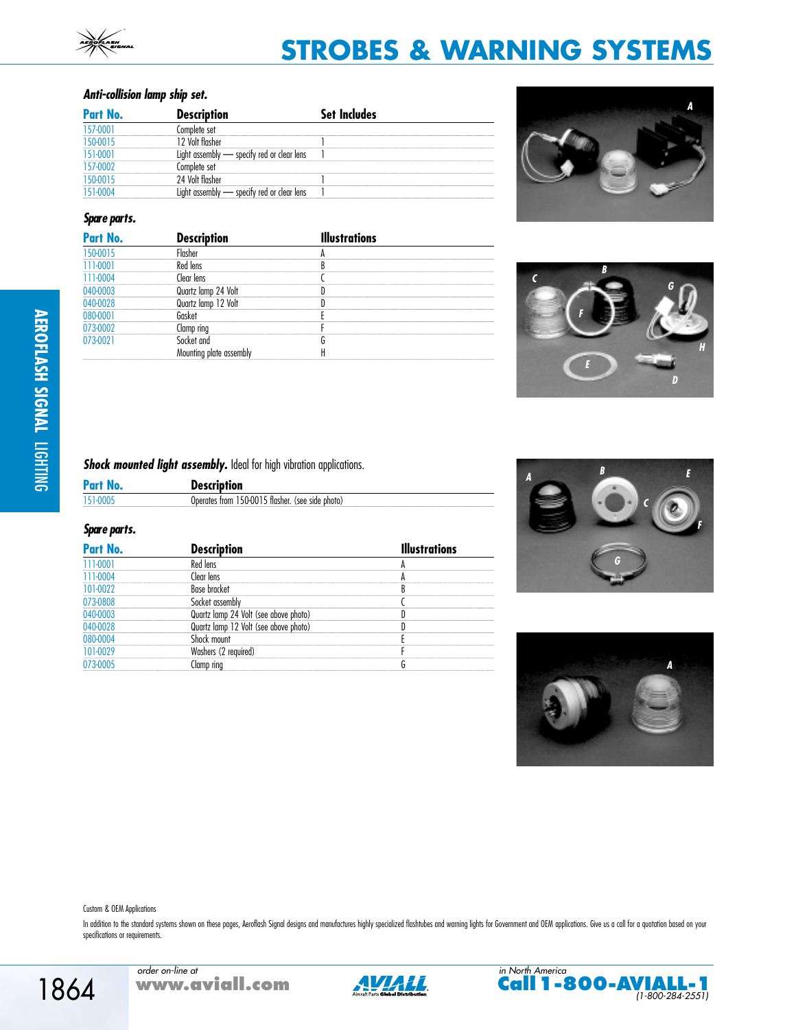# STROBES & WARNING SYSTEMS

### *Anti-collision lamp ship set.*

| Part No. | Description | Set Includes |
|---|---|---|
| 157-0001 | Complete set | |
| 150-0015 | 12 Volt flasher | 1 |
| 151-0001 | Light assembly — specify red or clear lens | 1 |
| 157-0002 | Complete set | |
| 150-0015 | 24 Volt flasher | 1 |
| 151-0004 | Light assembly — specify red or clear lens | 1 |

### *Spare parts.*

| Part No. | Description | Illustrations |
|---|---|---|
| 150-0015 | Flasher | A |
| 111-0001 | Red lens | B |
| 111-0004 | Clear lens | C |
| 040-0003 | Quartz lamp 24 Volt | D |
| 040-0028 | Quartz lamp 12 Volt | D |
| 080-0001 | Gasket | E |
| 073-0002 | Clamp ring | F |
| 073-0021 | Socket and | G |
| | Mounting plate assembly | H |

### *Shock mounted light assembly.* Ideal for high vibration applications.

| Part No. | Description |
|---|---|
| 151-0005 | Operates from 150-0015 flasher. (see side photo) |

### *Spare parts.*

| Part No. | Description | Illustrations |
|---|---|---|
| 111-0001 | Red lens | A |
| 111-0004 | Clear lens | A |
| 101-0022 | Base bracket | B |
| 073-0808 | Socket assembly | C |
| 040-0003 | Quartz lamp 24 Volt (see above photo) | D |
| 040-0028 | Quartz lamp 12 Volt (see above photo) | D |
| 080-0004 | Shock mount | E |
| 101-0029 | Washers (2 required) | F |
| 073-0005 | Clamp ring | G |

Custom & OEM Applications

In addition to the standard systems shown on these pages, Aeroflash Signal designs and manufactures highly specialized flashtubes and warning lights for Government and OEM applications. Give us a call for a quotation based on your specifications or requirements.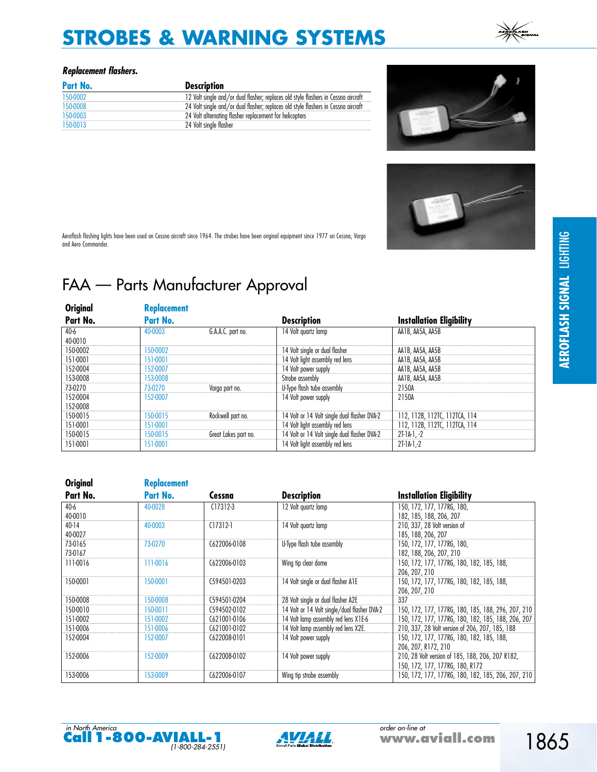# STROBES & WARNING SYSTEMS

### *Replacement flashers.*

| Part No. | Description |
|---|---|
| 150-0002 | 12 Volt single and/or dual flasher; replaces old style flashers in Cessna aircraft |
| 150-0008 | 24 Volt single and/or dual flasher; replaces old style flashers in Cessna aircraft |
| 150-0003 | 24 Volt alternating flasher replacement for helicopters |
| 150-0013 | 24 Volt single flasher |

Aeroflash flashing lights have been used on Cessna aircraft since 1964. The strobes have been original equipment since 1977 on Cessna, Varga and Aero Commander.

## FAA — Parts Manufacturer Approval

| Original Part No. | Replacement Part No. | | Description | Installation Eligibility |
|---|---|---|---|---|
| 40-6<br>40-0010 | 40-0003 | G.A.A.C. part no. | 14 Volt quartz lamp | AA1B, AA5A, AA5B |
| 150-0002 | 150-0002 | | 14 Volt single or dual flasher | AA1B, AA5A, AA5B |
| 151-0001 | 151-0001 | | 14 Volt light assembly red lens | AA1B, AA5A, AA5B |
| 152-0004 | 152-0007 | | 14 Volt power supply | AA1B, AA5A, AA5B |
| 153-0008 | 153-0008 | | Strobe assembly | AA1B, AA5A, AA5B |
| 73-0270 | 73-0270 | Varga part no. | U-Type flash tube assembly | 2150A |
| 152-0004<br>152-0008 | 152-0007 | | 14 Volt power supply | 2150A |
| 150-0015 | 150-0015 | Rockwell part no. | 14 Volt or 14 Volt single dual flasher DVA-2 | 112, 112B, 112TC, 112TCA, 114 |
| 151-0001 | 151-0001 | | 14 Volt light assembly red lens | 112, 112B, 112TC, 112TCA, 114 |
| 150-0015 | 150-0015 | Great Lakes part no. | 14 Volt or 14 Volt single dual flasher DVA-2 | 2T-1A-1, -2 |
| 151-0001 | 151-0001 | | 14 Volt light assembly red lens | 2T-1A-1,-2 |

| Original Part No. | Replacement Part No. | Cessna | Description | Installation Eligibility |
|---|---|---|---|---|
| 40-6<br>40-0010 | 40-0028 | C17312-3 | 12 Volt quartz lamp | 150, 172, 177, 177RG, 180, 182, 185, 188, 206, 207 |
| 40-14<br>40-0027 | 40-0003 | C17312-1 | 14 Volt quartz lamp | 210, 337, 28 Volt version of 185, 188, 206, 207 |
| 73-0165<br>73-0167 | 73-0270 | C622006-0108 | U-Type flash tube assembly | 150, 172, 177, 177RG, 180, 182, 188, 206, 207, 210 |
| 111-0016 | 111-0016 | C622006-0103 | Wing tip clear dome | 150, 172, 177, 177RG, 180, 182, 185, 188, 206, 207, 210 |
| 150-0001 | 150-0001 | C594501-0203 | 14 Volt single or dual flasher A1E | 150, 172, 177, 177RG, 180, 182, 185, 188, 206, 207, 210 |
| 150-0008 | 150-0008 | C594501-0204 | 28 Volt single or dual flasher A2E | 337 |
| 150-0010 | 150-0011 | C594502-0102 | 14 Volt or 14 Volt single/dual flasher DVA-2 | 150, 172, 177, 177RG, 180, 185, 188, 296, 207, 210 |
| 151-0002 | 151-0002 | C621001-0106 | 14 Volt lamp assembly red lens X1E-6 | 150, 172, 177, 177RG, 180, 182, 185, 188, 206, 207 |
| 151-0006 | 151-0006 | C621001-0102 | 14 Volt lamp assembly red lens X2E. | 210, 337, 28 Volt version of 206, 207, 185, 188 |
| 152-0004 | 152-0007 | C622008-0101 | 14 Volt power supply | 150, 172, 177, 177RG, 180, 182, 185, 188, 206, 207, R172, 210 |
| 152-0006 | 152-0009 | C622008-0102 | 14 Volt power supply | 210, 28 Volt version of 185, 188, 206, 207 R182, 150, 172, 177, 177RG, 180, R172 |
| 153-0006 | 153-0009 | C622006-0107 | Wing tip strobe assembly | 150, 172, 177, 177RG, 180, 182, 185, 206, 207, 210 |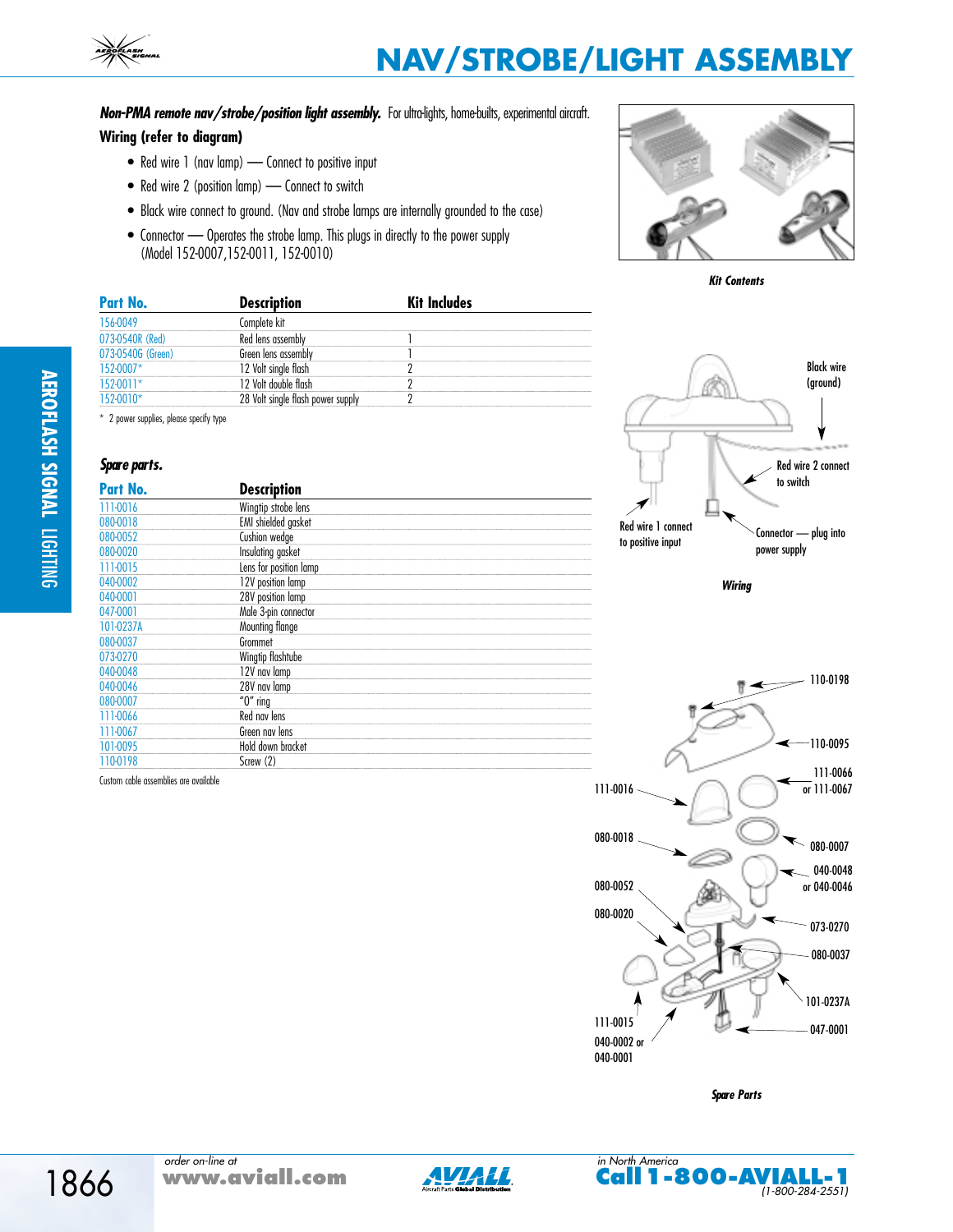# NAV/STROBE/LIGHT ASSEMBLY

***Non-PMA remote nav/strobe/position light assembly.*** For ultra-lights, home-builts, experimental aircraft.

**Wiring (refer to diagram)**

- Red wire 1 (nav lamp) — Connect to positive input
- Red wire 2 (position lamp) — Connect to switch
- Black wire connect to ground. (Nav and strobe lamps are internally grounded to the case)
- Connector — Operates the strobe lamp. This plugs in directly to the power supply (Model 152-0007,152-0011, 152-0010)

| Part No. | Description | Kit Includes |
|---|---|---|
| 156-0049 | Complete kit | |
| 073-0540R (Red) | Red lens assembly | 1 |
| 073-0540G (Green) | Green lens assembly | 1 |
| 152-0007* | 12 Volt single flash | 2 |
| 152-0011* | 12 Volt double flash | 2 |
| 152-0010* | 28 Volt single flash power supply | 2 |

\* 2 power supplies, please specify type

*Kit Contents*

Black wire (ground)

Red wire 2 connect to switch

Red wire 1 connect to positive input

Connector — plug into power supply

*Wiring*

***Spare parts.***

| Part No. | Description |
|---|---|
| 111-0016 | Wingtip strobe lens |
| 080-0018 | EMI shielded gasket |
| 080-0052 | Cushion wedge |
| 080-0020 | Insulating gasket |
| 111-0015 | Lens for position lamp |
| 040-0002 | 12V position lamp |
| 040-0001 | 28V position lamp |
| 047-0001 | Male 3-pin connector |
| 101-0237A | Mounting flange |
| 080-0037 | Grommet |
| 073-0270 | Wingtip flashtube |
| 040-0048 | 12V nav lamp |
| 040-0046 | 28V nav lamp |
| 080-0007 | "O" ring |
| 111-0066 | Red nav lens |
| 111-0067 | Green nav lens |
| 101-0095 | Hold down bracket |
| 110-0198 | Screw (2) |

Custom cable assemblies are available

110-0198, 110-0095, 111-0066 or 111-0067, 111-0016, 080-0018, 080-0007, 040-0048 or 040-0046, 080-0052, 080-0020, 073-0270, 080-0037, 101-0237A, 047-0001, 111-0015, 040-0002 or 040-0001

*Spare Parts*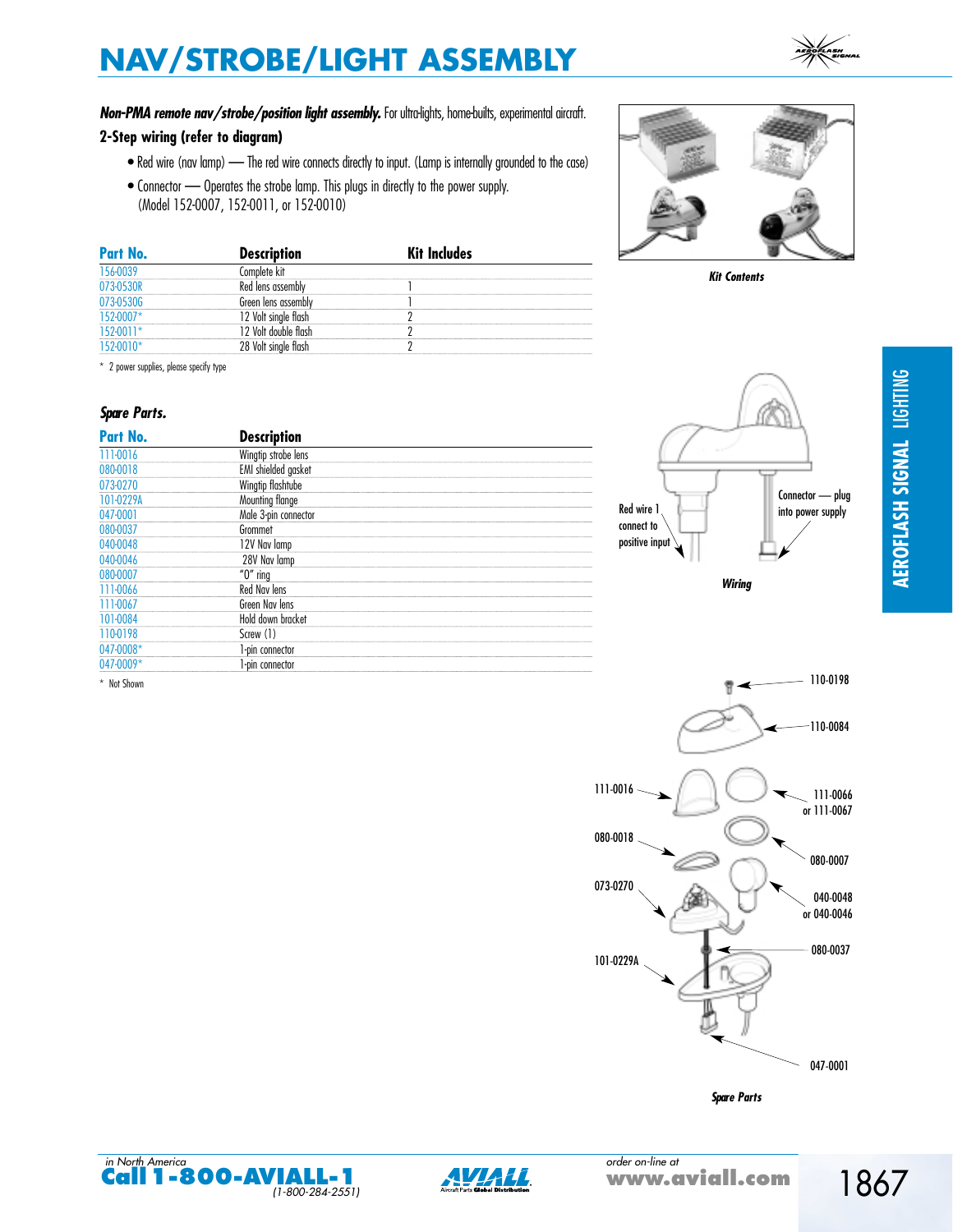# NAV/STROBE/LIGHT ASSEMBLY

***Non-PMA remote nav/strobe/position light assembly.*** For ultra-lights, home-builts, experimental aircraft.

**2-Step wiring (refer to diagram)**

- Red wire (nav lamp) — The red wire connects directly to input. (Lamp is internally grounded to the case)
- Connector — Operates the strobe lamp. This plugs in directly to the power supply. (Model 152-0007, 152-0011, or 152-0010)

| Part No. | Description | Kit Includes |
|---|---|---|
| 156-0039 | Complete kit | |
| 073-0530R | Red lens assembly | 1 |
| 073-0530G | Green lens assembly | 1 |
| 152-0007* | 12 Volt single flash | 2 |
| 152-0011* | 12 Volt double flash | 2 |
| 152-0010* | 28 Volt single flash | 2 |

\* 2 power supplies, please specify type

*Kit Contents*

### *Spare Parts.*

| Part No. | Description |
|---|---|
| 111-0016 | Wingtip strobe lens |
| 080-0018 | EMI shielded gasket |
| 073-0270 | Wingtip flashtube |
| 101-0229A | Mounting flange |
| 047-0001 | Male 3-pin connector |
| 080-0037 | Grommet |
| 040-0048 | 12V Nav lamp |
| 040-0046 | 28V Nav lamp |
| 080-0007 | "O" ring |
| 111-0066 | Red Nav lens |
| 111-0067 | Green Nav lens |
| 101-0084 | Hold down bracket |
| 110-0198 | Screw (1) |
| 047-0008* | 1-pin connector |
| 047-0009* | 1-pin connector |

\* Not Shown

Red wire 1 connect to positive input

Connector — plug into power supply

*Wiring*

110-0198 · 110-0084 · 111-0016 · 111-0066 or 111-0067 · 080-0018 · 080-0007 · 073-0270 · 040-0048 or 040-0046 · 080-0037 · 101-0229A · 047-0001

*Spare Parts*

AEROFLASH SIGNAL LIGHTING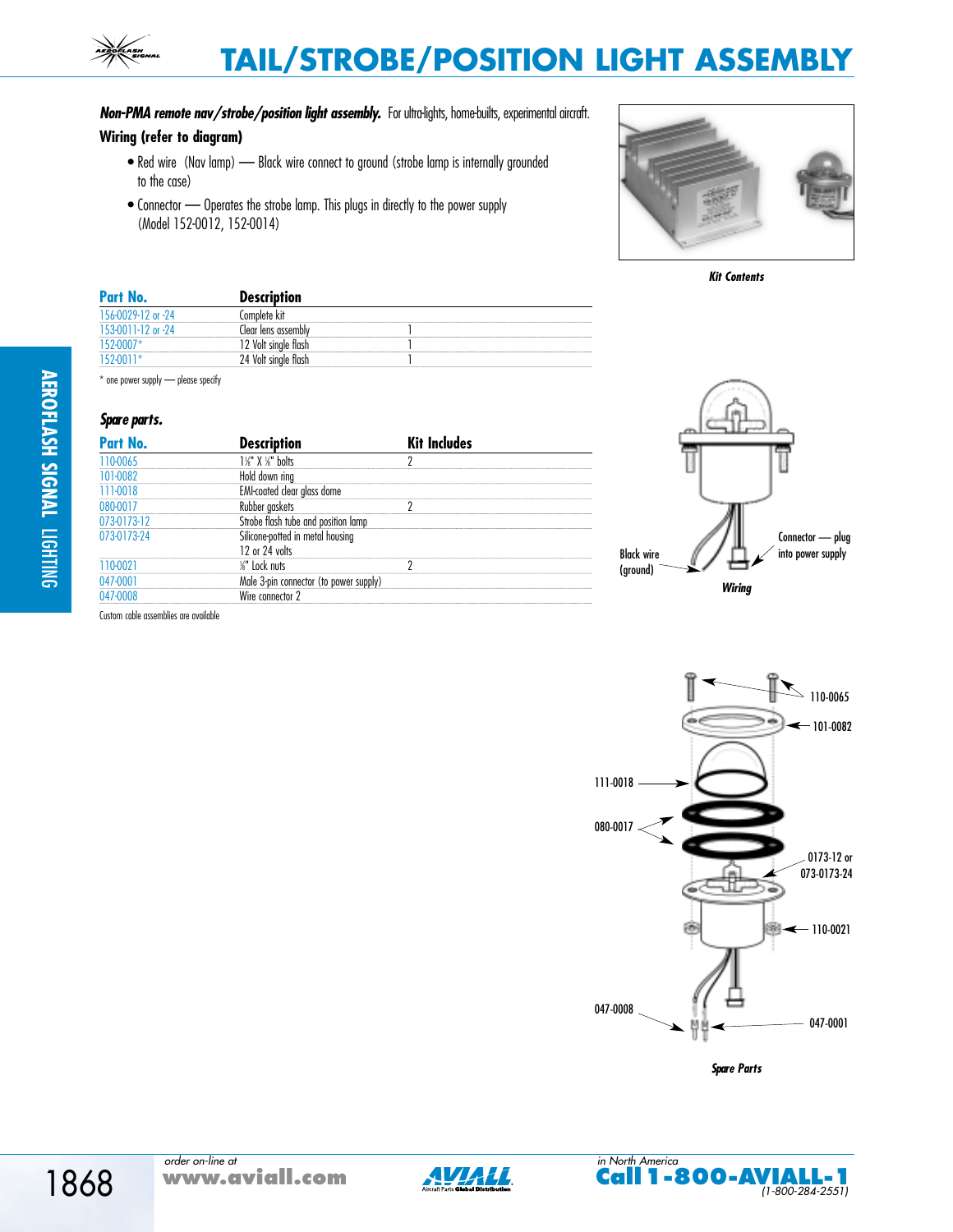# TAIL/STROBE/POSITION LIGHT ASSEMBLY

***Non-PMA remote nav/strobe/position light assembly.*** For ultra-lights, home-builts, experimental aircraft.

**Wiring (refer to diagram)**

- Red wire (Nav lamp) — Black wire connect to ground (strobe lamp is internally grounded to the case)
- Connector — Operates the strobe lamp. This plugs in directly to the power supply (Model 152-0012, 152-0014)

*Kit Contents*

| Part No. | Description | |
|---|---|---|
| 156-0029-12 or -24 | Complete kit | |
| 153-0011-12 or -24 | Clear lens assembly | 1 |
| 152-0007* | 12 Volt single flash | 1 |
| 152-0011* | 24 Volt single flash | 1 |

\* one power supply — please specify

***Spare parts.***

| Part No. | Description | Kit Includes |
|---|---|---|
| 110-0065 | 1⅛" X ⅛" bolts | 2 |
| 101-0082 | Hold down ring | |
| 111-0018 | EMI-coated clear glass dome | |
| 080-0017 | Rubber gaskets | 2 |
| 073-0173-12 | Strobe flash tube and position lamp | |
| 073-0173-24 | Silicone-potted in metal housing<br>12 or 24 volts | |
| 110-0021 | ⅛" Lock nuts | 2 |
| 047-0001 | Male 3-pin connector (to power supply) | |
| 047-0008 | Wire connector 2 | |

Custom cable assemblies are available

Black wire (ground)

Connector — plug into power supply

*Wiring*

110-0065
101-0082
111-0018
080-0017
0173-12 or 073-0173-24
110-0021
047-0008
047-0001

*Spare Parts*